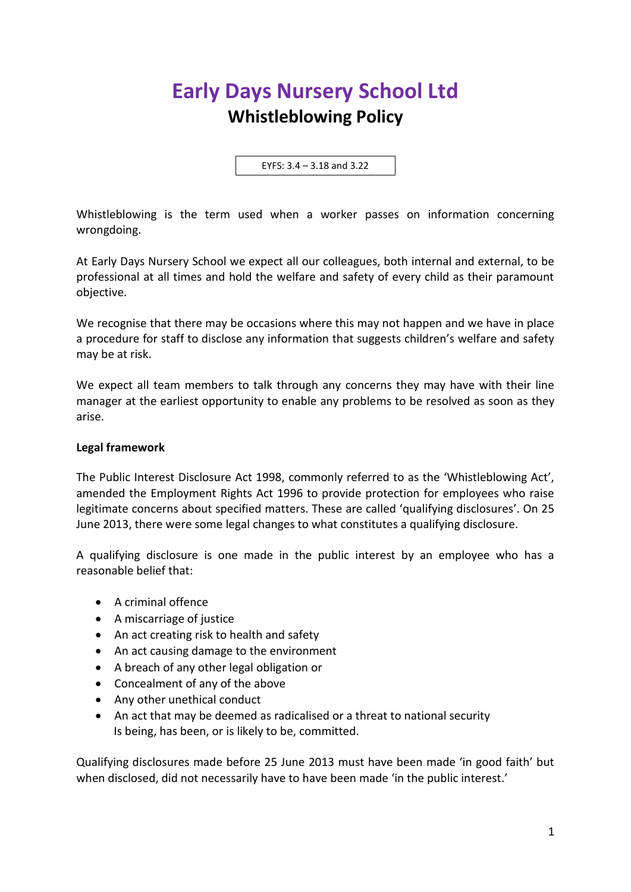# Early Days Nursery School Ltd

## Whistleblowing Policy

EYFS: 3.4 – 3.18 and 3.22

Whistleblowing is the term used when a worker passes on information concerning wrongdoing.

At Early Days Nursery School we expect all our colleagues, both internal and external, to be professional at all times and hold the welfare and safety of every child as their paramount objective.

We recognise that there may be occasions where this may not happen and we have in place a procedure for staff to disclose any information that suggests children's welfare and safety may be at risk.

We expect all team members to talk through any concerns they may have with their line manager at the earliest opportunity to enable any problems to be resolved as soon as they arise.

**Legal framework**

The Public Interest Disclosure Act 1998, commonly referred to as the 'Whistleblowing Act', amended the Employment Rights Act 1996 to provide protection for employees who raise legitimate concerns about specified matters. These are called 'qualifying disclosures'. On 25 June 2013, there were some legal changes to what constitutes a qualifying disclosure.

A qualifying disclosure is one made in the public interest by an employee who has a reasonable belief that:

- A criminal offence
- A miscarriage of justice
- An act creating risk to health and safety
- An act causing damage to the environment
- A breach of any other legal obligation or
- Concealment of any of the above
- Any other unethical conduct
- An act that may be deemed as radicalised or a threat to national security

Is being, has been, or is likely to be, committed.

Qualifying disclosures made before 25 June 2013 must have been made 'in good faith' but when disclosed, did not necessarily have to have been made 'in the public interest.'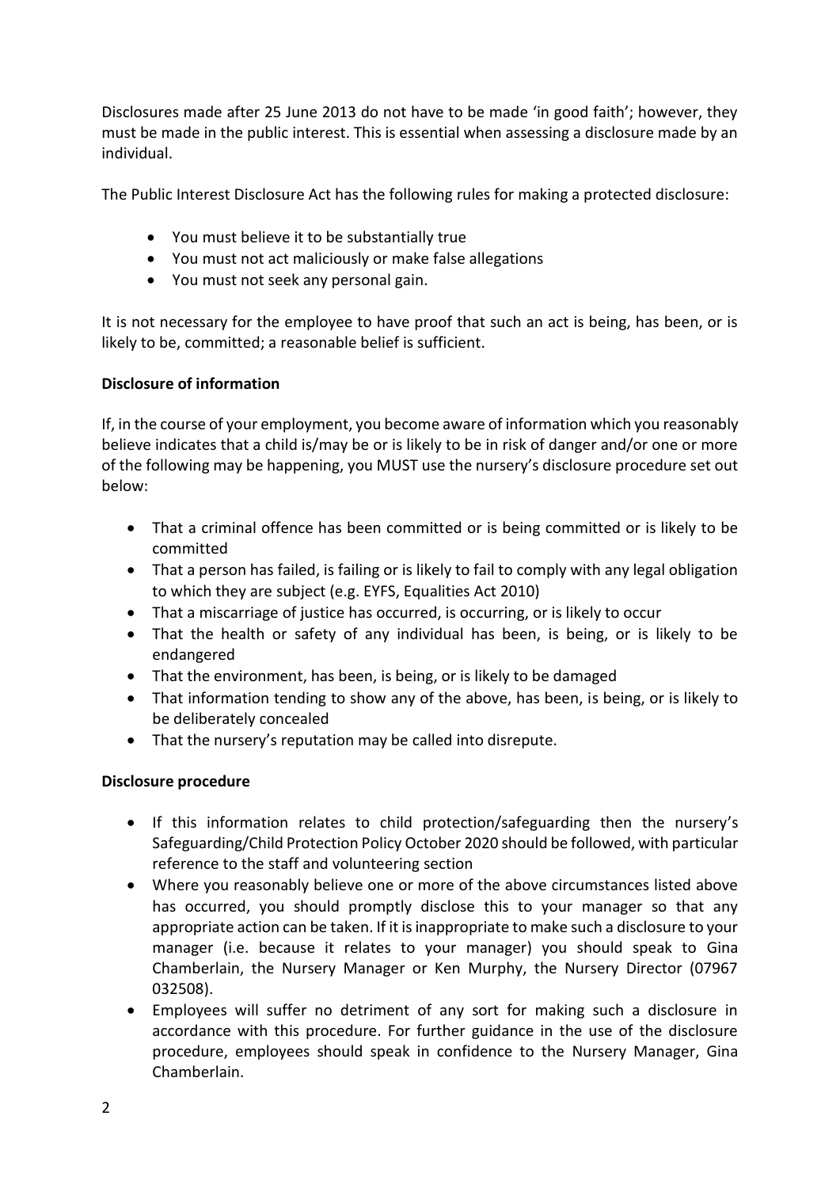Disclosures made after 25 June 2013 do not have to be made 'in good faith'; however, they must be made in the public interest. This is essential when assessing a disclosure made by an individual.

The Public Interest Disclosure Act has the following rules for making a protected disclosure:

- You must believe it to be substantially true
- You must not act maliciously or make false allegations
- You must not seek any personal gain.

It is not necessary for the employee to have proof that such an act is being, has been, or is likely to be, committed; a reasonable belief is sufficient.

**Disclosure of information**

If, in the course of your employment, you become aware of information which you reasonably believe indicates that a child is/may be or is likely to be in risk of danger and/or one or more of the following may be happening, you MUST use the nursery's disclosure procedure set out below:

- That a criminal offence has been committed or is being committed or is likely to be committed
- That a person has failed, is failing or is likely to fail to comply with any legal obligation to which they are subject (e.g. EYFS, Equalities Act 2010)
- That a miscarriage of justice has occurred, is occurring, or is likely to occur
- That the health or safety of any individual has been, is being, or is likely to be endangered
- That the environment, has been, is being, or is likely to be damaged
- That information tending to show any of the above, has been, is being, or is likely to be deliberately concealed
- That the nursery's reputation may be called into disrepute.

**Disclosure procedure**

- If this information relates to child protection/safeguarding then the nursery's Safeguarding/Child Protection Policy October 2020 should be followed, with particular reference to the staff and volunteering section
- Where you reasonably believe one or more of the above circumstances listed above has occurred, you should promptly disclose this to your manager so that any appropriate action can be taken. If it is inappropriate to make such a disclosure to your manager (i.e. because it relates to your manager) you should speak to Gina Chamberlain, the Nursery Manager or Ken Murphy, the Nursery Director (07967 032508).
- Employees will suffer no detriment of any sort for making such a disclosure in accordance with this procedure. For further guidance in the use of the disclosure procedure, employees should speak in confidence to the Nursery Manager, Gina Chamberlain.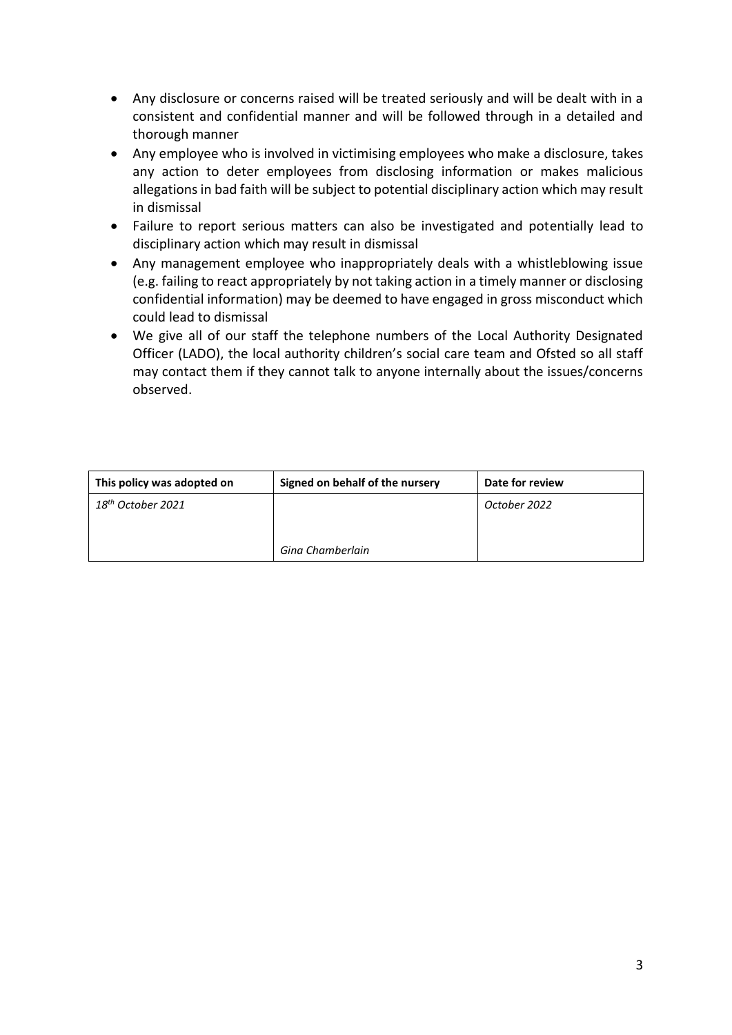- Any disclosure or concerns raised will be treated seriously and will be dealt with in a consistent and confidential manner and will be followed through in a detailed and thorough manner
- Any employee who is involved in victimising employees who make a disclosure, takes any action to deter employees from disclosing information or makes malicious allegations in bad faith will be subject to potential disciplinary action which may result in dismissal
- Failure to report serious matters can also be investigated and potentially lead to disciplinary action which may result in dismissal
- Any management employee who inappropriately deals with a whistleblowing issue (e.g. failing to react appropriately by not taking action in a timely manner or disclosing confidential information) may be deemed to have engaged in gross misconduct which could lead to dismissal
- We give all of our staff the telephone numbers of the Local Authority Designated Officer (LADO), the local authority children's social care team and Ofsted so all staff may contact them if they cannot talk to anyone internally about the issues/concerns observed.

| This policy was adopted on | Signed on behalf of the nursery | Date for review |
|---|---|---|
| *18th October 2021* | *Gina Chamberlain* | *October 2022* |